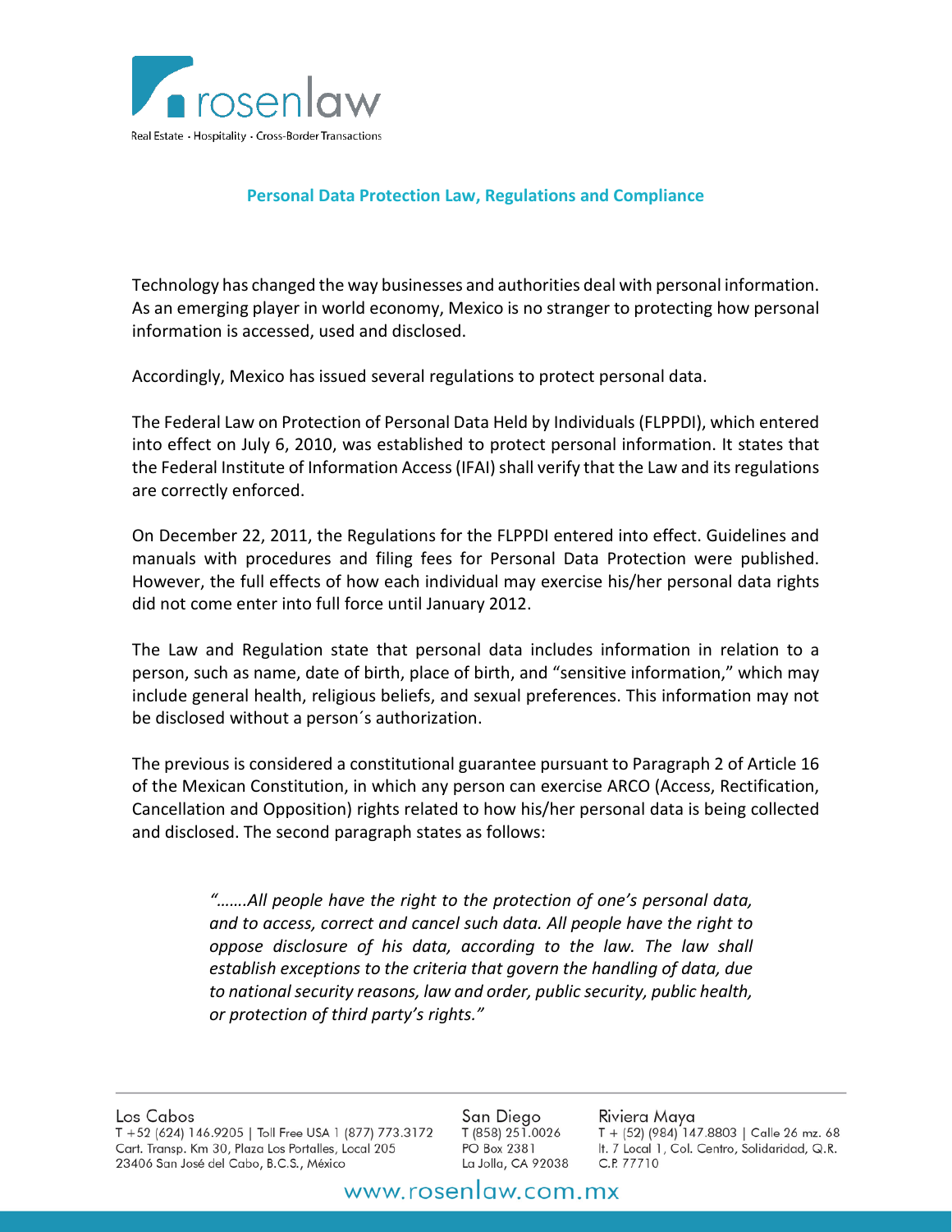## Personal Data Protection Law, Regulations and Compliance

Technology has changed the way businesses and authorities deal with personal information. As an emerging player in world economy, Mexico is no stranger to protecting how personal information is accessed, used and disclosed.

Accordingly, Mexico has issued several regulations to protect personal data.

The Federal Law on Protection of Personal Data Held by Individuals (FLPPDI), which entered into effect on July 6, 2010, was established to protect personal information. It states that the Federal Institute of Information Access (IFAI) shall verify that the Law and its regulations are correctly enforced.

On December 22, 2011, the Regulations for the FLPPDI entered into effect. Guidelines and manuals with procedures and filing fees for Personal Data Protection were published. However, the full effects of how each individual may exercise his/her personal data rights did not come enter into full force until January 2012.

The Law and Regulation state that personal data includes information in relation to a person, such as name, date of birth, place of birth, and "sensitive information," which may include general health, religious beliefs, and sexual preferences. This information may not be disclosed without a person´s authorization.

The previous is considered a constitutional guarantee pursuant to Paragraph 2 of Article 16 of the Mexican Constitution, in which any person can exercise ARCO (Access, Rectification, Cancellation and Opposition) rights related to how his/her personal data is being collected and disclosed. The second paragraph states as follows:

> *"…….All people have the right to the protection of one's personal data, and to access, correct and cancel such data. All people have the right to oppose disclosure of his data, according to the law. The law shall establish exceptions to the criteria that govern the handling of data, due to national security reasons, law and order, public security, public health, or protection of third party's rights."*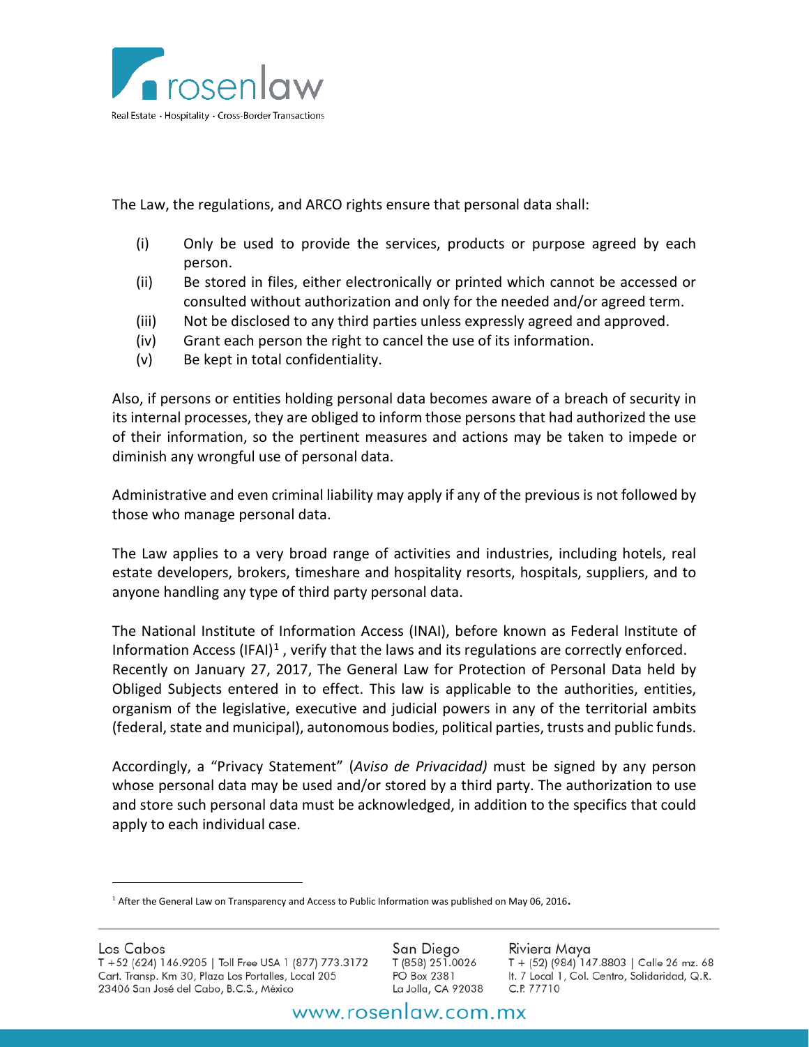The Law, the regulations, and ARCO rights ensure that personal data shall:

(i) Only be used to provide the services, products or purpose agreed by each person.
(ii) Be stored in files, either electronically or printed which cannot be accessed or consulted without authorization and only for the needed and/or agreed term.
(iii) Not be disclosed to any third parties unless expressly agreed and approved.
(iv) Grant each person the right to cancel the use of its information.
(v) Be kept in total confidentiality.

Also, if persons or entities holding personal data becomes aware of a breach of security in its internal processes, they are obliged to inform those persons that had authorized the use of their information, so the pertinent measures and actions may be taken to impede or diminish any wrongful use of personal data.

Administrative and even criminal liability may apply if any of the previous is not followed by those who manage personal data.

The Law applies to a very broad range of activities and industries, including hotels, real estate developers, brokers, timeshare and hospitality resorts, hospitals, suppliers, and to anyone handling any type of third party personal data.

The National Institute of Information Access (INAI), before known as Federal Institute of Information Access (IFAI)[1] , verify that the laws and its regulations are correctly enforced. Recently on January 27, 2017, The General Law for Protection of Personal Data held by Obliged Subjects entered in to effect. This law is applicable to the authorities, entities, organism of the legislative, executive and judicial powers in any of the territorial ambits (federal, state and municipal), autonomous bodies, political parties, trusts and public funds.

Accordingly, a "Privacy Statement" (*Aviso de Privacidad)* must be signed by any person whose personal data may be used and/or stored by a third party. The authorization to use and store such personal data must be acknowledged, in addition to the specifics that could apply to each individual case.

[1] After the General Law on Transparency and Access to Public Information was published on May 06, 2016.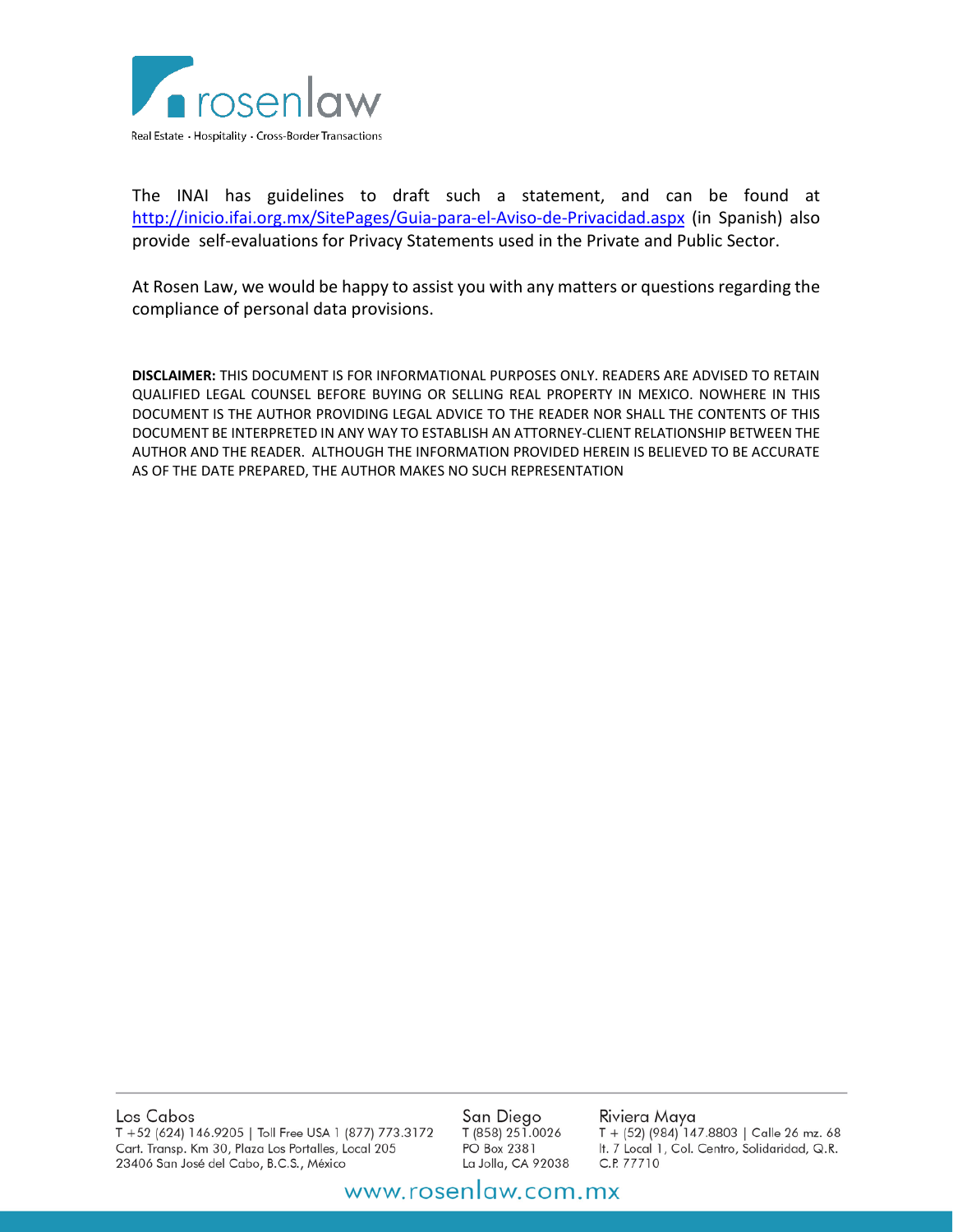The INAI has guidelines to draft such a statement, and can be found at http://inicio.ifai.org.mx/SitePages/Guia-para-el-Aviso-de-Privacidad.aspx (in Spanish) also provide self-evaluations for Privacy Statements used in the Private and Public Sector.

At Rosen Law, we would be happy to assist you with any matters or questions regarding the compliance of personal data provisions.

**DISCLAIMER:** THIS DOCUMENT IS FOR INFORMATIONAL PURPOSES ONLY. READERS ARE ADVISED TO RETAIN QUALIFIED LEGAL COUNSEL BEFORE BUYING OR SELLING REAL PROPERTY IN MEXICO. NOWHERE IN THIS DOCUMENT IS THE AUTHOR PROVIDING LEGAL ADVICE TO THE READER NOR SHALL THE CONTENTS OF THIS DOCUMENT BE INTERPRETED IN ANY WAY TO ESTABLISH AN ATTORNEY-CLIENT RELATIONSHIP BETWEEN THE AUTHOR AND THE READER. ALTHOUGH THE INFORMATION PROVIDED HEREIN IS BELIEVED TO BE ACCURATE AS OF THE DATE PREPARED, THE AUTHOR MAKES NO SUCH REPRESENTATION